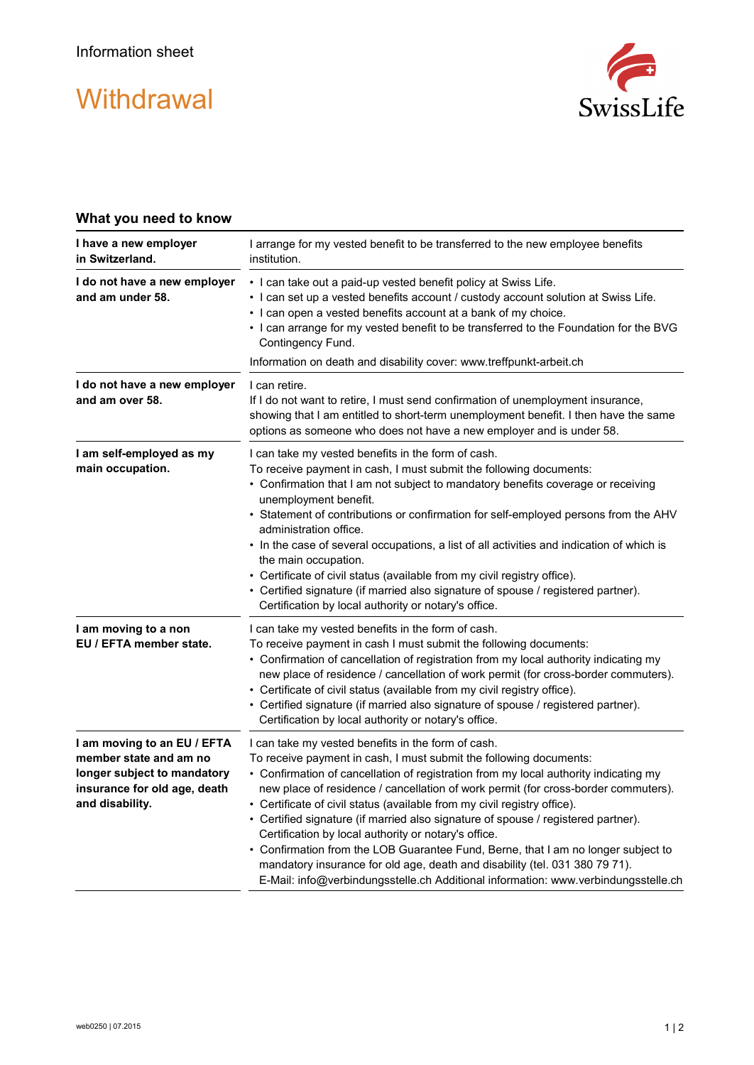Information sheet

# Withdrawal

## What you need to know

| | |
|---|---|
| **I have a new employer in Switzerland.** | I arrange for my vested benefit to be transferred to the new employee benefits institution. |
| **I do not have a new employer and am under 58.** | • I can take out a paid-up vested benefit policy at Swiss Life.<br>• I can set up a vested benefits account / custody account solution at Swiss Life.<br>• I can open a vested benefits account at a bank of my choice.<br>• I can arrange for my vested benefit to be transferred to the Foundation for the BVG Contingency Fund.<br><br>Information on death and disability cover: www.treffpunkt-arbeit.ch |
| **I do not have a new employer and am over 58.** | I can retire.<br>If I do not want to retire, I must send confirmation of unemployment insurance, showing that I am entitled to short-term unemployment benefit. I then have the same options as someone who does not have a new employer and is under 58. |
| **I am self-employed as my main occupation.** | I can take my vested benefits in the form of cash.<br>To receive payment in cash, I must submit the following documents:<br>• Confirmation that I am not subject to mandatory benefits coverage or receiving unemployment benefit.<br>• Statement of contributions or confirmation for self-employed persons from the AHV administration office.<br>• In the case of several occupations, a list of all activities and indication of which is the main occupation.<br>• Certificate of civil status (available from my civil registry office).<br>• Certified signature (if married also signature of spouse / registered partner). Certification by local authority or notary's office. |
| **I am moving to a non EU / EFTA member state.** | I can take my vested benefits in the form of cash.<br>To receive payment in cash I must submit the following documents:<br>• Confirmation of cancellation of registration from my local authority indicating my new place of residence / cancellation of work permit (for cross-border commuters).<br>• Certificate of civil status (available from my civil registry office).<br>• Certified signature (if married also signature of spouse / registered partner). Certification by local authority or notary's office. |
| **I am moving to an EU / EFTA member state and am no longer subject to mandatory insurance for old age, death and disability.** | I can take my vested benefits in the form of cash.<br>To receive payment in cash, I must submit the following documents:<br>• Confirmation of cancellation of registration from my local authority indicating my new place of residence / cancellation of work permit (for cross-border commuters).<br>• Certificate of civil status (available from my civil registry office).<br>• Certified signature (if married also signature of spouse / registered partner). Certification by local authority or notary's office.<br>• Confirmation from the LOB Guarantee Fund, Berne, that I am no longer subject to mandatory insurance for old age, death and disability (tel. 031 380 79 71). E-Mail: info@verbindungsstelle.ch Additional information: www.verbindungsstelle.ch |

web0250 | 07.2015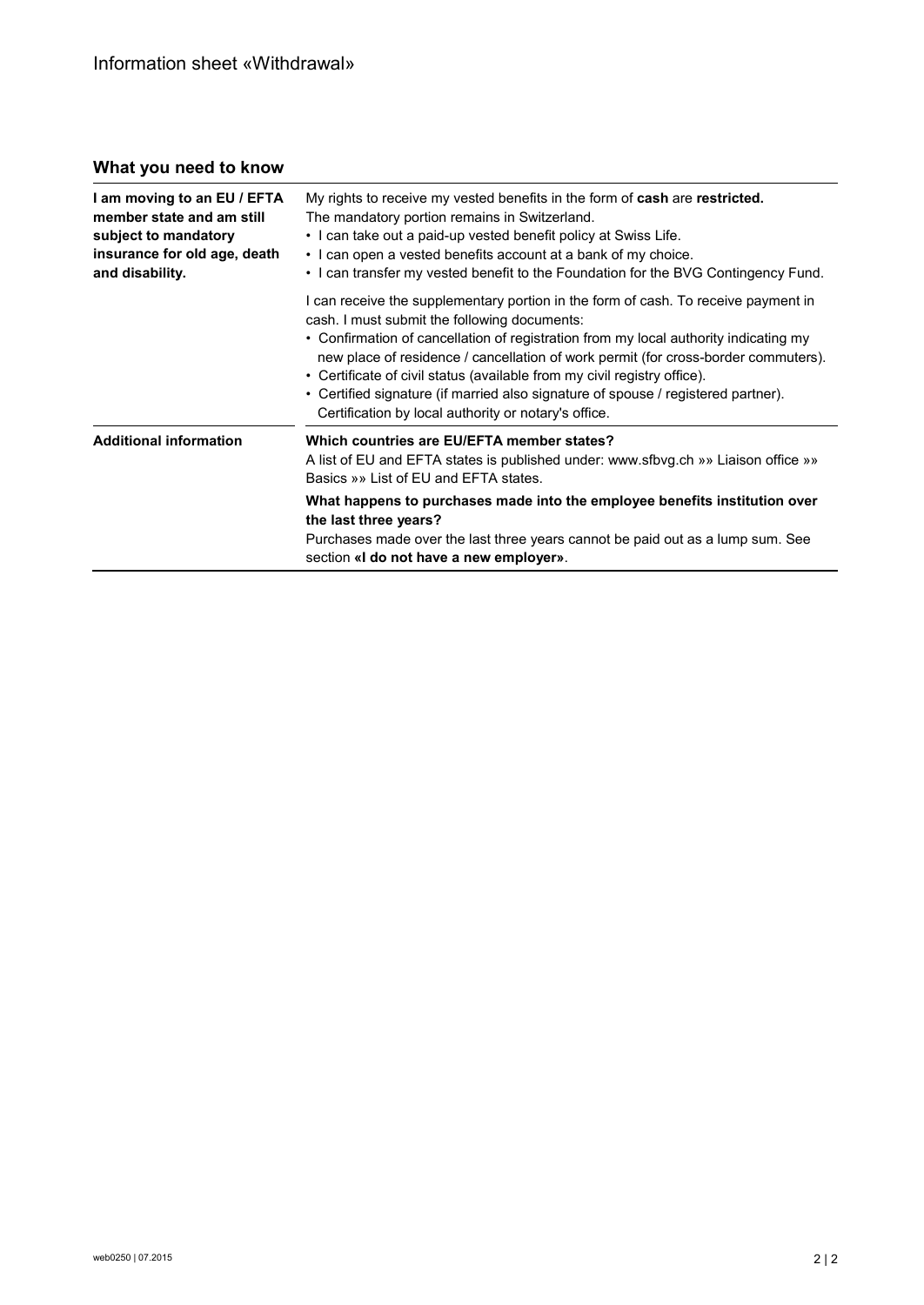# Information sheet «Withdrawal»

## What you need to know

| | |
|---|---|
| **I am moving to an EU / EFTA member state and am still subject to mandatory insurance for old age, death and disability.** | My rights to receive my vested benefits in the form of **cash** are **restricted.**<br>The mandatory portion remains in Switzerland.<br>• I can take out a paid-up vested benefit policy at Swiss Life.<br>• I can open a vested benefits account at a bank of my choice.<br>• I can transfer my vested benefit to the Foundation for the BVG Contingency Fund.<br><br>I can receive the supplementary portion in the form of cash. To receive payment in cash. I must submit the following documents:<br>• Confirmation of cancellation of registration from my local authority indicating my new place of residence / cancellation of work permit (for cross-border commuters).<br>• Certificate of civil status (available from my civil registry office).<br>• Certified signature (if married also signature of spouse / registered partner). Certification by local authority or notary's office. |
| **Additional information** | **Which countries are EU/EFTA member states?**<br>A list of EU and EFTA states is published under: www.sfbvg.ch »» Liaison office »» Basics »» List of EU and EFTA states.<br><br>**What happens to purchases made into the employee benefits institution over the last three years?**<br>Purchases made over the last three years cannot be paid out as a lump sum. See section **«I do not have a new employer»**. |

web0250 | 07.2015